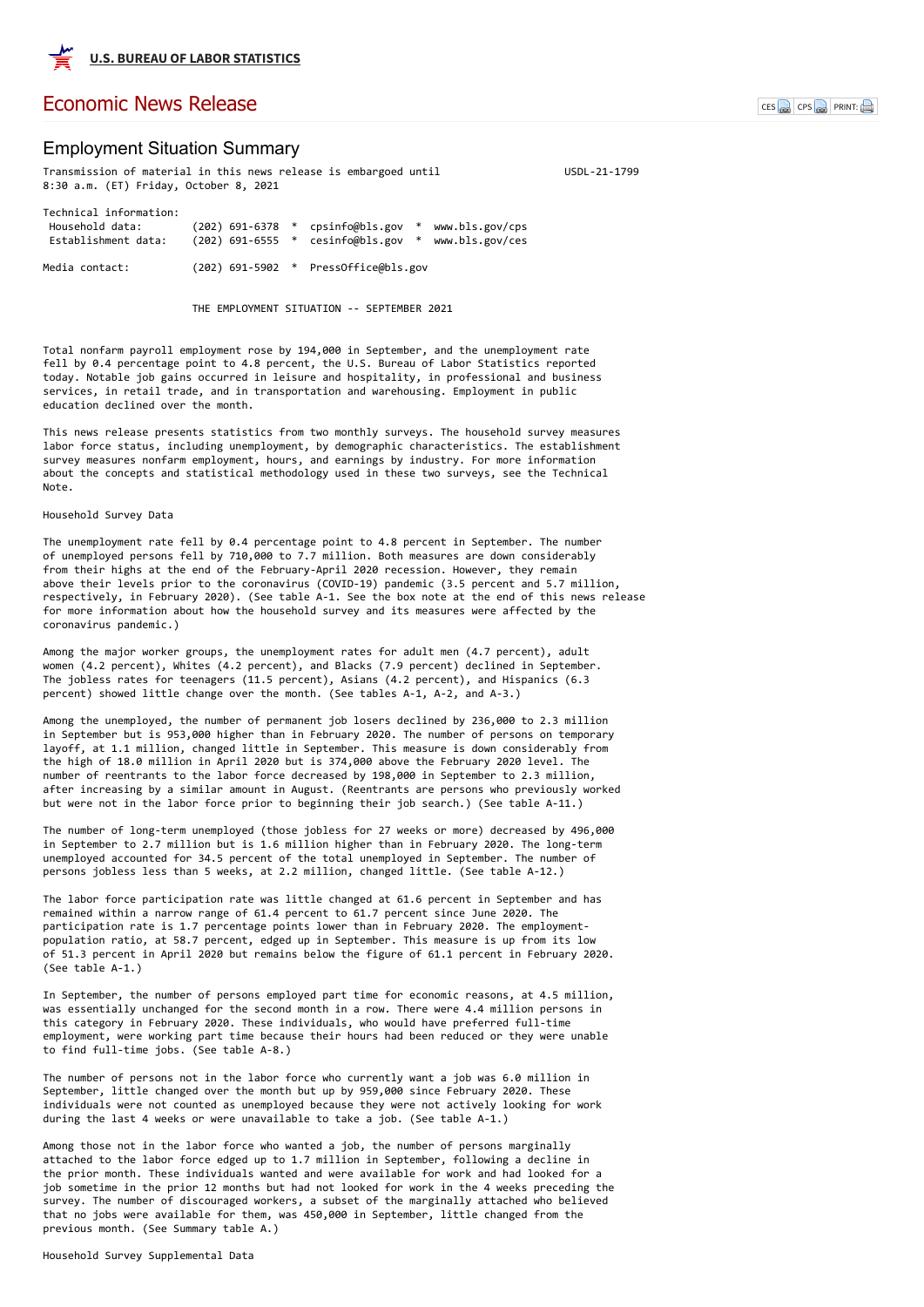**U.S. BUREAU OF LABOR STATISTICS**

# Economic News Release

## Employment Situation Summary

Transmission of material in this news release is embargoed until 8:30 a.m. (ET) Friday, October 8, 2021

USDL-21-1799

Technical information:
- Household data: (202) 691-6378 * cpsinfo@bls.gov * www.bls.gov/cps
- Establishment data: (202) 691-6555 * cesinfo@bls.gov * www.bls.gov/ces

Media contact: (202) 691-5902 * PressOffice@bls.gov

### THE EMPLOYMENT SITUATION -- SEPTEMBER 2021

Total nonfarm payroll employment rose by 194,000 in September, and the unemployment rate fell by 0.4 percentage point to 4.8 percent, the U.S. Bureau of Labor Statistics reported today. Notable job gains occurred in leisure and hospitality, in professional and business services, in retail trade, and in transportation and warehousing. Employment in public education declined over the month.

This news release presents statistics from two monthly surveys. The household survey measures labor force status, including unemployment, by demographic characteristics. The establishment survey measures nonfarm employment, hours, and earnings by industry. For more information about the concepts and statistical methodology used in these two surveys, see the Technical Note.

### Household Survey Data

The unemployment rate fell by 0.4 percentage point to 4.8 percent in September. The number of unemployed persons fell by 710,000 to 7.7 million. Both measures are down considerably from their highs at the end of the February-April 2020 recession. However, they remain above their levels prior to the coronavirus (COVID-19) pandemic (3.5 percent and 5.7 million, respectively, in February 2020). (See table A-1. See the box note at the end of this news release for more information about how the household survey and its measures were affected by the coronavirus pandemic.)

Among the major worker groups, the unemployment rates for adult men (4.7 percent), adult women (4.2 percent), Whites (4.2 percent), and Blacks (7.9 percent) declined in September. The jobless rates for teenagers (11.5 percent), Asians (4.2 percent), and Hispanics (6.3 percent) showed little change over the month. (See tables A-1, A-2, and A-3.)

Among the unemployed, the number of permanent job losers declined by 236,000 to 2.3 million in September but is 953,000 higher than in February 2020. The number of persons on temporary layoff, at 1.1 million, changed little in September. This measure is down considerably from the high of 18.0 million in April 2020 but is 374,000 above the February 2020 level. The number of reentrants to the labor force decreased by 198,000 in September to 2.3 million, after increasing by a similar amount in August. (Reentrants are persons who previously worked but were not in the labor force prior to beginning their job search.) (See table A-11.)

The number of long-term unemployed (those jobless for 27 weeks or more) decreased by 496,000 in September to 2.7 million but is 1.6 million higher than in February 2020. The long-term unemployed accounted for 34.5 percent of the total unemployed in September. The number of persons jobless less than 5 weeks, at 2.2 million, changed little. (See table A-12.)

The labor force participation rate was little changed at 61.6 percent in September and has remained within a narrow range of 61.4 percent to 61.7 percent since June 2020. The participation rate is 1.7 percentage points lower than in February 2020. The employment-population ratio, at 58.7 percent, edged up in September. This measure is up from its low of 51.3 percent in April 2020 but remains below the figure of 61.1 percent in February 2020. (See table A-1.)

In September, the number of persons employed part time for economic reasons, at 4.5 million, was essentially unchanged for the second month in a row. There were 4.4 million persons in this category in February 2020. These individuals, who would have preferred full-time employment, were working part time because their hours had been reduced or they were unable to find full-time jobs. (See table A-8.)

The number of persons not in the labor force who currently want a job was 6.0 million in September, little changed over the month but up by 959,000 since February 2020. These individuals were not counted as unemployed because they were not actively looking for work during the last 4 weeks or were unavailable to take a job. (See table A-1.)

Among those not in the labor force who wanted a job, the number of persons marginally attached to the labor force edged up to 1.7 million in September, following a decline in the prior month. These individuals wanted and were available for work and had looked for a job sometime in the prior 12 months but had not looked for work in the 4 weeks preceding the survey. The number of discouraged workers, a subset of the marginally attached who believed that no jobs were available for them, was 450,000 in September, little changed from the previous month. (See Summary table A.)

### Household Survey Supplemental Data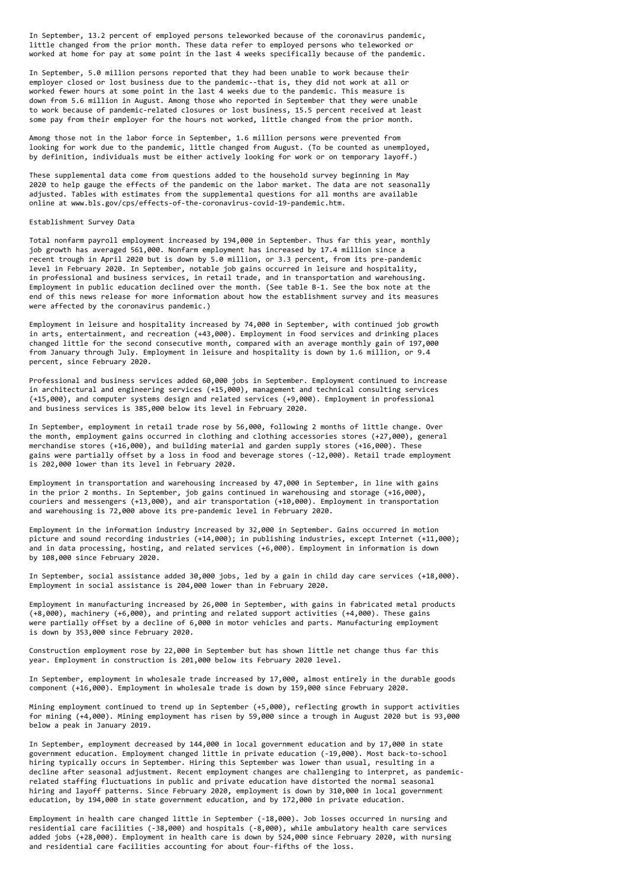In September, 13.2 percent of employed persons teleworked because of the coronavirus pandemic, little changed from the prior month. These data refer to employed persons who teleworked or worked at home for pay at some point in the last 4 weeks specifically because of the pandemic.

In September, 5.0 million persons reported that they had been unable to work because their employer closed or lost business due to the pandemic--that is, they did not work at all or worked fewer hours at some point in the last 4 weeks due to the pandemic. This measure is down from 5.6 million in August. Among those who reported in September that they were unable to work because of pandemic-related closures or lost business, 15.5 percent received at least some pay from their employer for the hours not worked, little changed from the prior month.

Among those not in the labor force in September, 1.6 million persons were prevented from looking for work due to the pandemic, little changed from August. (To be counted as unemployed, by definition, individuals must be either actively looking for work or on temporary layoff.)

These supplemental data come from questions added to the household survey beginning in May 2020 to help gauge the effects of the pandemic on the labor market. The data are not seasonally adjusted. Tables with estimates from the supplemental questions for all months are available online at www.bls.gov/cps/effects-of-the-coronavirus-covid-19-pandemic.htm.

## Establishment Survey Data

Total nonfarm payroll employment increased by 194,000 in September. Thus far this year, monthly job growth has averaged 561,000. Nonfarm employment has increased by 17.4 million since a recent trough in April 2020 but is down by 5.0 million, or 3.3 percent, from its pre-pandemic level in February 2020. In September, notable job gains occurred in leisure and hospitality, in professional and business services, in retail trade, and in transportation and warehousing. Employment in public education declined over the month. (See table B-1. See the box note at the end of this news release for more information about how the establishment survey and its measures were affected by the coronavirus pandemic.)

Employment in leisure and hospitality increased by 74,000 in September, with continued job growth in arts, entertainment, and recreation (+43,000). Employment in food services and drinking places changed little for the second consecutive month, compared with an average monthly gain of 197,000 from January through July. Employment in leisure and hospitality is down by 1.6 million, or 9.4 percent, since February 2020.

Professional and business services added 60,000 jobs in September. Employment continued to increase in architectural and engineering services (+15,000), management and technical consulting services (+15,000), and computer systems design and related services (+9,000). Employment in professional and business services is 385,000 below its level in February 2020.

In September, employment in retail trade rose by 56,000, following 2 months of little change. Over the month, employment gains occurred in clothing and clothing accessories stores (+27,000), general merchandise stores (+16,000), and building material and garden supply stores (+16,000). These gains were partially offset by a loss in food and beverage stores (-12,000). Retail trade employment is 202,000 lower than its level in February 2020.

Employment in transportation and warehousing increased by 47,000 in September, in line with gains in the prior 2 months. In September, job gains continued in warehousing and storage (+16,000), couriers and messengers (+13,000), and air transportation (+10,000). Employment in transportation and warehousing is 72,000 above its pre-pandemic level in February 2020.

Employment in the information industry increased by 32,000 in September. Gains occurred in motion picture and sound recording industries (+14,000); in publishing industries, except Internet (+11,000); and in data processing, hosting, and related services (+6,000). Employment in information is down by 108,000 since February 2020.

In September, social assistance added 30,000 jobs, led by a gain in child day care services (+18,000). Employment in social assistance is 204,000 lower than in February 2020.

Employment in manufacturing increased by 26,000 in September, with gains in fabricated metal products (+8,000), machinery (+6,000), and printing and related support activities (+4,000). These gains were partially offset by a decline of 6,000 in motor vehicles and parts. Manufacturing employment is down by 353,000 since February 2020.

Construction employment rose by 22,000 in September but has shown little net change thus far this year. Employment in construction is 201,000 below its February 2020 level.

In September, employment in wholesale trade increased by 17,000, almost entirely in the durable goods component (+16,000). Employment in wholesale trade is down by 159,000 since February 2020.

Mining employment continued to trend up in September (+5,000), reflecting growth in support activities for mining (+4,000). Mining employment has risen by 59,000 since a trough in August 2020 but is 93,000 below a peak in January 2019.

In September, employment decreased by 144,000 in local government education and by 17,000 in state government education. Employment changed little in private education (-19,000). Most back-to-school hiring typically occurs in September. Hiring this September was lower than usual, resulting in a decline after seasonal adjustment. Recent employment changes are challenging to interpret, as pandemic-related staffing fluctuations in public and private education have distorted the normal seasonal hiring and layoff patterns. Since February 2020, employment is down by 310,000 in local government education, by 194,000 in state government education, and by 172,000 in private education.

Employment in health care changed little in September (-18,000). Job losses occurred in nursing and residential care facilities (-38,000) and hospitals (-8,000), while ambulatory health care services added jobs (+28,000). Employment in health care is down by 524,000 since February 2020, with nursing and residential care facilities accounting for about four-fifths of the loss.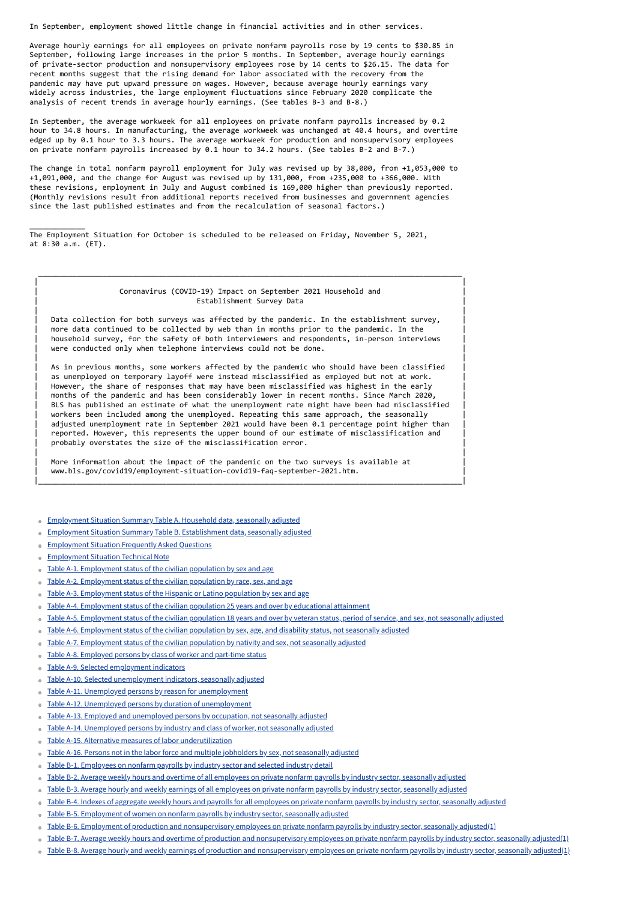In September, employment showed little change in financial activities and in other services.

Average hourly earnings for all employees on private nonfarm payrolls rose by 19 cents to $30.85 in September, following large increases in the prior 5 months. In September, average hourly earnings of private-sector production and nonsupervisory employees rose by 14 cents to $26.15. The data for recent months suggest that the rising demand for labor associated with the recovery from the pandemic may have put upward pressure on wages. However, because average hourly earnings vary widely across industries, the large employment fluctuations since February 2020 complicate the analysis of recent trends in average hourly earnings. (See tables B-3 and B-8.)

In September, the average workweek for all employees on private nonfarm payrolls increased by 0.2 hour to 34.8 hours. In manufacturing, the average workweek was unchanged at 40.4 hours, and overtime edged up by 0.1 hour to 3.3 hours. The average workweek for production and nonsupervisory employees on private nonfarm payrolls increased by 0.1 hour to 34.2 hours. (See tables B-2 and B-7.)

The change in total nonfarm payroll employment for July was revised up by 38,000, from +1,053,000 to +1,091,000, and the change for August was revised up by 131,000, from +235,000 to +366,000. With these revisions, employment in July and August combined is 169,000 higher than previously reported. (Monthly revisions result from additional reports received from businesses and government agencies since the last published estimates and from the recalculation of seasonal factors.)

_____________

The Employment Situation for October is scheduled to be released on Friday, November 5, 2021, at 8:30 a.m. (ET).

---

**Coronavirus (COVID-19) Impact on September 2021 Household and Establishment Survey Data**

Data collection for both surveys was affected by the pandemic. In the establishment survey, more data continued to be collected by web than in months prior to the pandemic. In the household survey, for the safety of both interviewers and respondents, in-person interviews were conducted only when telephone interviews could not be done.

As in previous months, some workers affected by the pandemic who should have been classified as unemployed on temporary layoff were instead misclassified as employed but not at work. However, the share of responses that may have been misclassified was highest in the early months of the pandemic and has been considerably lower in recent months. Since March 2020, BLS has published an estimate of what the unemployment rate might have been had misclassified workers been included among the unemployed. Repeating this same approach, the seasonally adjusted unemployment rate in September 2021 would have been 0.1 percentage point higher than reported. However, this represents the upper bound of our estimate of misclassification and probably overstates the size of the misclassification error.

More information about the impact of the pandemic on the two surveys is available at www.bls.gov/covid19/employment-situation-covid19-faq-september-2021.htm.

---

- Employment Situation Summary Table A. Household data, seasonally adjusted
- Employment Situation Summary Table B. Establishment data, seasonally adjusted
- Employment Situation Frequently Asked Questions
- Employment Situation Technical Note
- Table A-1. Employment status of the civilian population by sex and age
- Table A-2. Employment status of the civilian population by race, sex, and age
- Table A-3. Employment status of the Hispanic or Latino population by sex and age
- Table A-4. Employment status of the civilian population 25 years and over by educational attainment
- Table A-5. Employment status of the civilian population 18 years and over by veteran status, period of service, and sex, not seasonally adjusted
- Table A-6. Employment status of the civilian population by sex, age, and disability status, not seasonally adjusted
- Table A-7. Employment status of the civilian population by nativity and sex, not seasonally adjusted
- Table A-8. Employed persons by class of worker and part-time status
- Table A-9. Selected employment indicators
- Table A-10. Selected unemployment indicators, seasonally adjusted
- Table A-11. Unemployed persons by reason for unemployment
- Table A-12. Unemployed persons by duration of unemployment
- Table A-13. Employed and unemployed persons by occupation, not seasonally adjusted
- Table A-14. Unemployed persons by industry and class of worker, not seasonally adjusted
- Table A-15. Alternative measures of labor underutilization
- Table A-16. Persons not in the labor force and multiple jobholders by sex, not seasonally adjusted
- Table B-1. Employees on nonfarm payrolls by industry sector and selected industry detail
- Table B-2. Average weekly hours and overtime of all employees on private nonfarm payrolls by industry sector, seasonally adjusted
- Table B-3. Average hourly and weekly earnings of all employees on private nonfarm payrolls by industry sector, seasonally adjusted
- Table B-4. Indexes of aggregate weekly hours and payrolls for all employees on private nonfarm payrolls by industry sector, seasonally adjusted
- Table B-5. Employment of women on nonfarm payrolls by industry sector, seasonally adjusted
- Table B-6. Employment of production and nonsupervisory employees on private nonfarm payrolls by industry sector, seasonally adjusted(1)
- Table B-7. Average weekly hours and overtime of production and nonsupervisory employees on private nonfarm payrolls by industry sector, seasonally adjusted(1)
- Table B-8. Average hourly and weekly earnings of production and nonsupervisory employees on private nonfarm payrolls by industry sector, seasonally adjusted(1)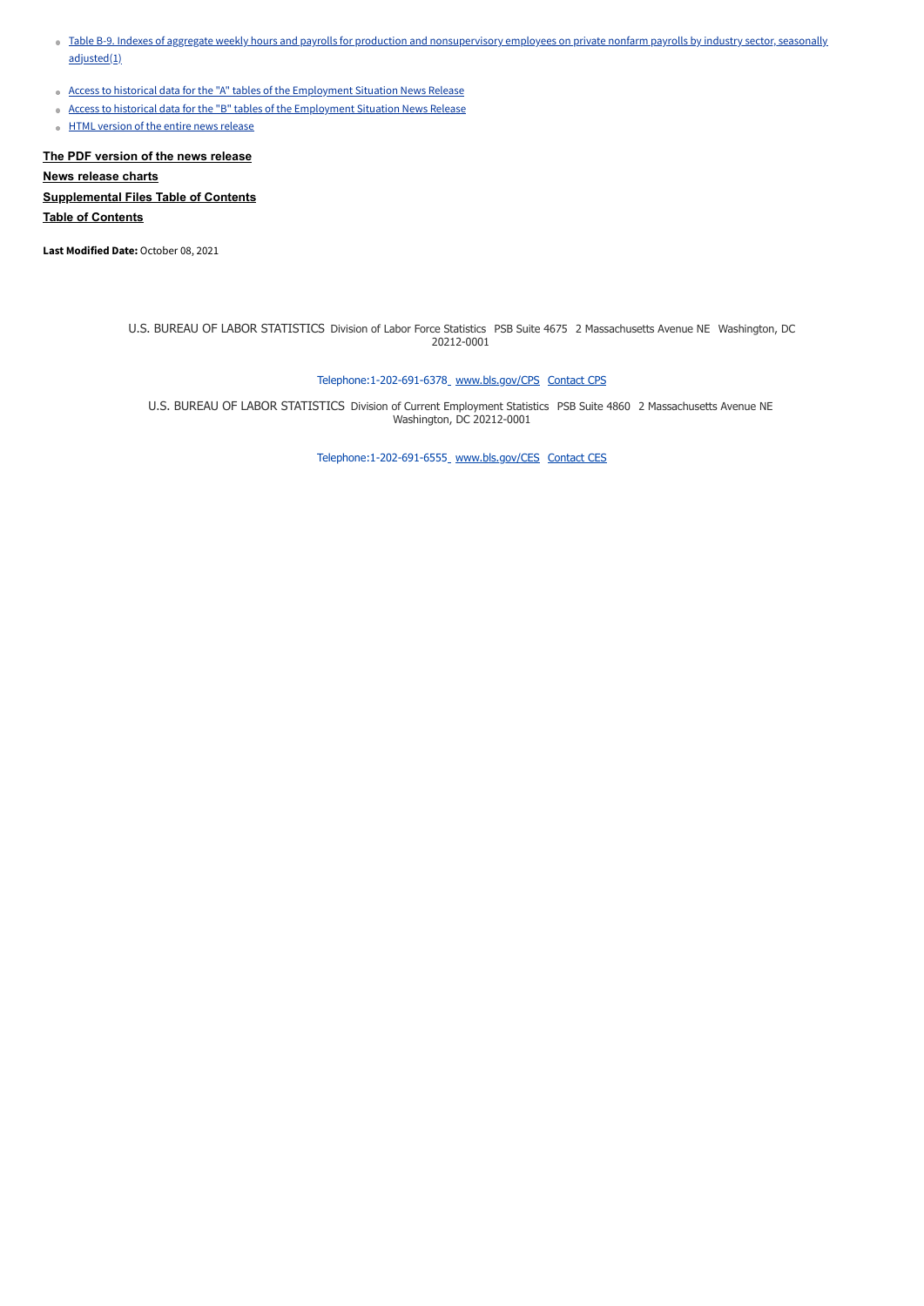- Table B-9. Indexes of aggregate weekly hours and payrolls for production and nonsupervisory employees on private nonfarm payrolls by industry sector, seasonally adjusted(1)

- Access to historical data for the "A" tables of the Employment Situation News Release
- Access to historical data for the "B" tables of the Employment Situation News Release
- HTML version of the entire news release

**The PDF version of the news release**

**News release charts**

**Supplemental Files Table of Contents**

**Table of Contents**

**Last Modified Date:** October 08, 2021

U.S. BUREAU OF LABOR STATISTICS Division of Labor Force Statistics PSB Suite 4675 2 Massachusetts Avenue NE Washington, DC 20212-0001

Telephone:1-202-691-6378 www.bls.gov/CPS Contact CPS

U.S. BUREAU OF LABOR STATISTICS Division of Current Employment Statistics PSB Suite 4860 2 Massachusetts Avenue NE Washington, DC 20212-0001

Telephone:1-202-691-6555 www.bls.gov/CES Contact CES